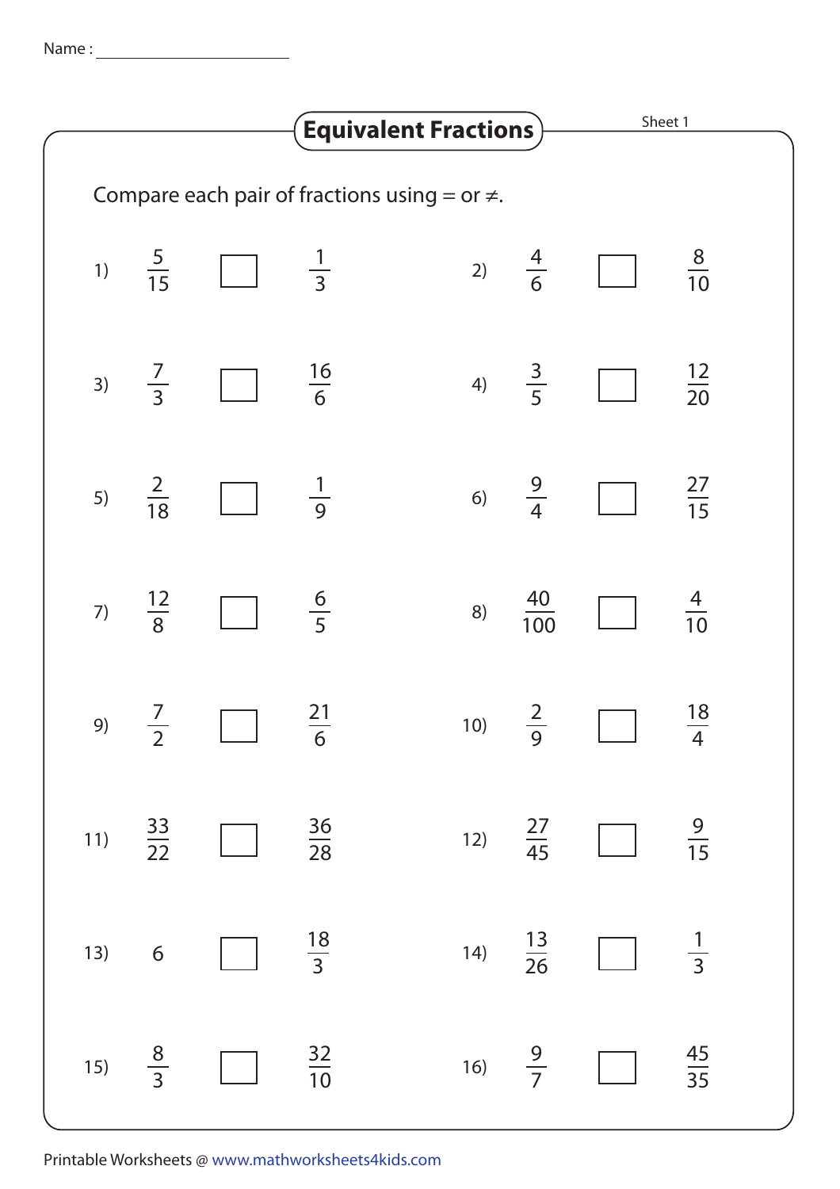Name : ______________________

# Equivalent Fractions

Sheet 1

Compare each pair of fractions using = or ≠.

1) $\frac{5}{15}$ ☐ $\frac{1}{3}$

2) $\frac{4}{6}$ ☐ $\frac{8}{10}$

3) $\frac{7}{3}$ ☐ $\frac{16}{6}$

4) $\frac{3}{5}$ ☐ $\frac{12}{20}$

5) $\frac{2}{18}$ ☐ $\frac{1}{9}$

6) $\frac{9}{4}$ ☐ $\frac{27}{15}$

7) $\frac{12}{8}$ ☐ $\frac{6}{5}$

8) $\frac{40}{100}$ ☐ $\frac{4}{10}$

9) $\frac{7}{2}$ ☐ $\frac{21}{6}$

10) $\frac{2}{9}$ ☐ $\frac{18}{4}$

11) $\frac{33}{22}$ ☐ $\frac{36}{28}$

12) $\frac{27}{45}$ ☐ $\frac{9}{15}$

13) $6$ ☐ $\frac{18}{3}$

14) $\frac{13}{26}$ ☐ $\frac{1}{3}$

15) $\frac{8}{3}$ ☐ $\frac{32}{10}$

16) $\frac{9}{7}$ ☐ $\frac{45}{35}$

Printable Worksheets @ www.mathworksheets4kids.com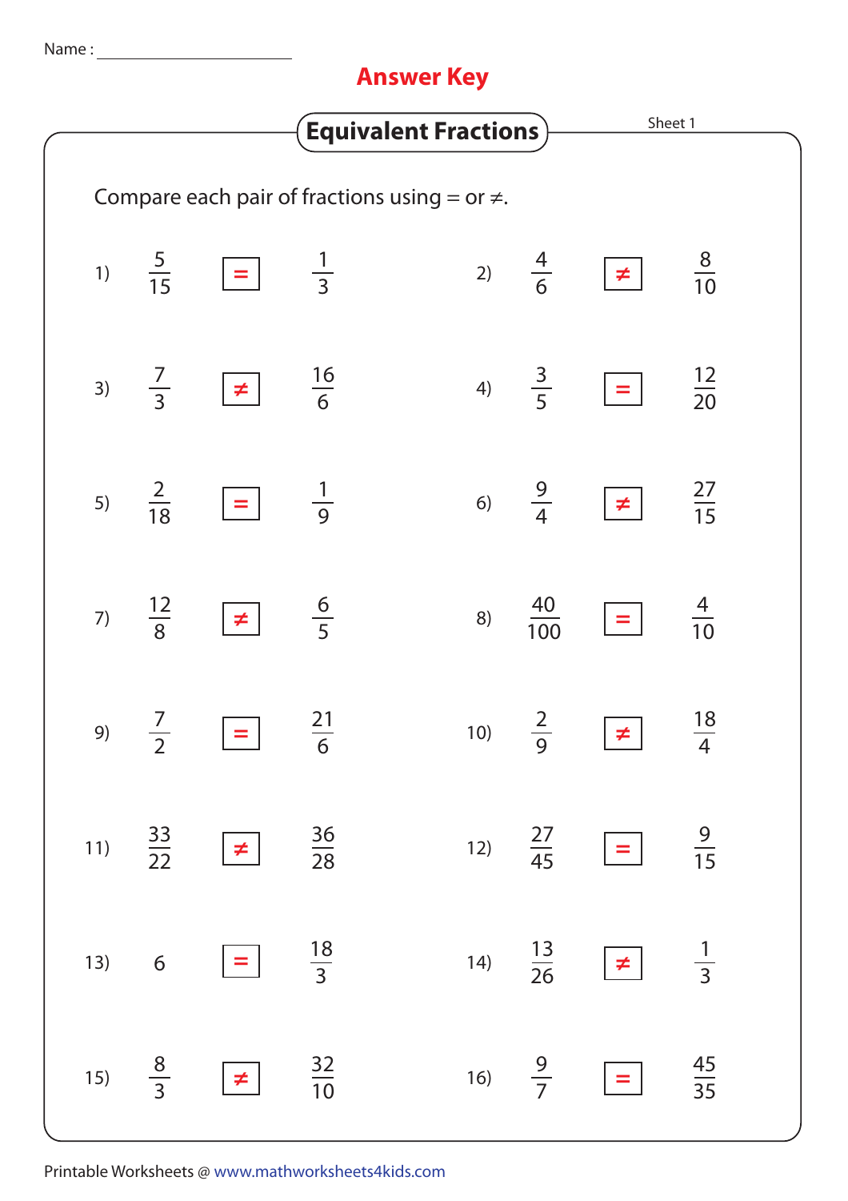Name : ____________________

# Answer Key

## Equivalent Fractions

Sheet 1

Compare each pair of fractions using = or ≠.

1) $\frac{5}{15}$ = $\frac{1}{3}$

2) $\frac{4}{6}$ ≠ $\frac{8}{10}$

3) $\frac{7}{3}$ ≠ $\frac{16}{6}$

4) $\frac{3}{5}$ = $\frac{12}{20}$

5) $\frac{2}{18}$ = $\frac{1}{9}$

6) $\frac{9}{4}$ ≠ $\frac{27}{15}$

7) $\frac{12}{8}$ ≠ $\frac{6}{5}$

8) $\frac{40}{100}$ = $\frac{4}{10}$

9) $\frac{7}{2}$ = $\frac{21}{6}$

10) $\frac{2}{9}$ ≠ $\frac{18}{4}$

11) $\frac{33}{22}$ ≠ $\frac{36}{28}$

12) $\frac{27}{45}$ = $\frac{9}{15}$

13) $6$ = $\frac{18}{3}$

14) $\frac{13}{26}$ ≠ $\frac{1}{3}$

15) $\frac{8}{3}$ ≠ $\frac{32}{10}$

16) $\frac{9}{7}$ = $\frac{45}{35}$

Printable Worksheets @ www.mathworksheets4kids.com